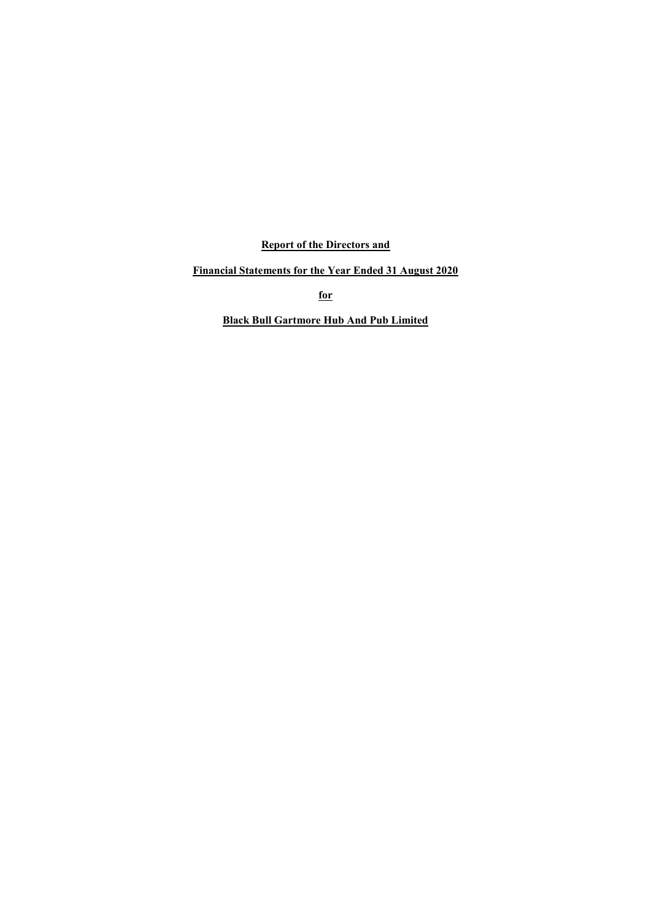**Report of the Directors and**

**Financial Statements for the Year Ended 31 August 2020**

**for**

**Black Bull Gartmore Hub And Pub Limited**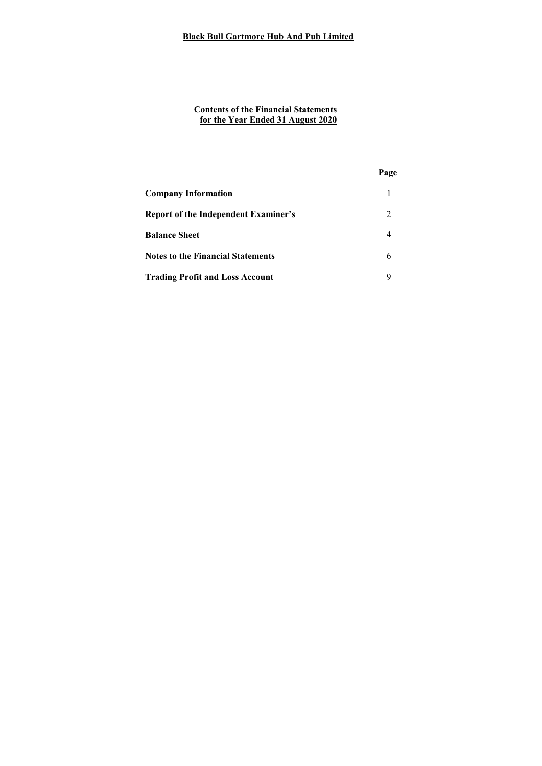# Black Bull Gartmore Hub And Pub Limited

## Contents of the Financial Statements for the Year Ended 31 August 2020

| | Page |
|---|---|
| **Company Information** | 1 |
| **Report of the Independent Examiner's** | 2 |
| **Balance Sheet** | 4 |
| **Notes to the Financial Statements** | 6 |
| **Trading Profit and Loss Account** | 9 |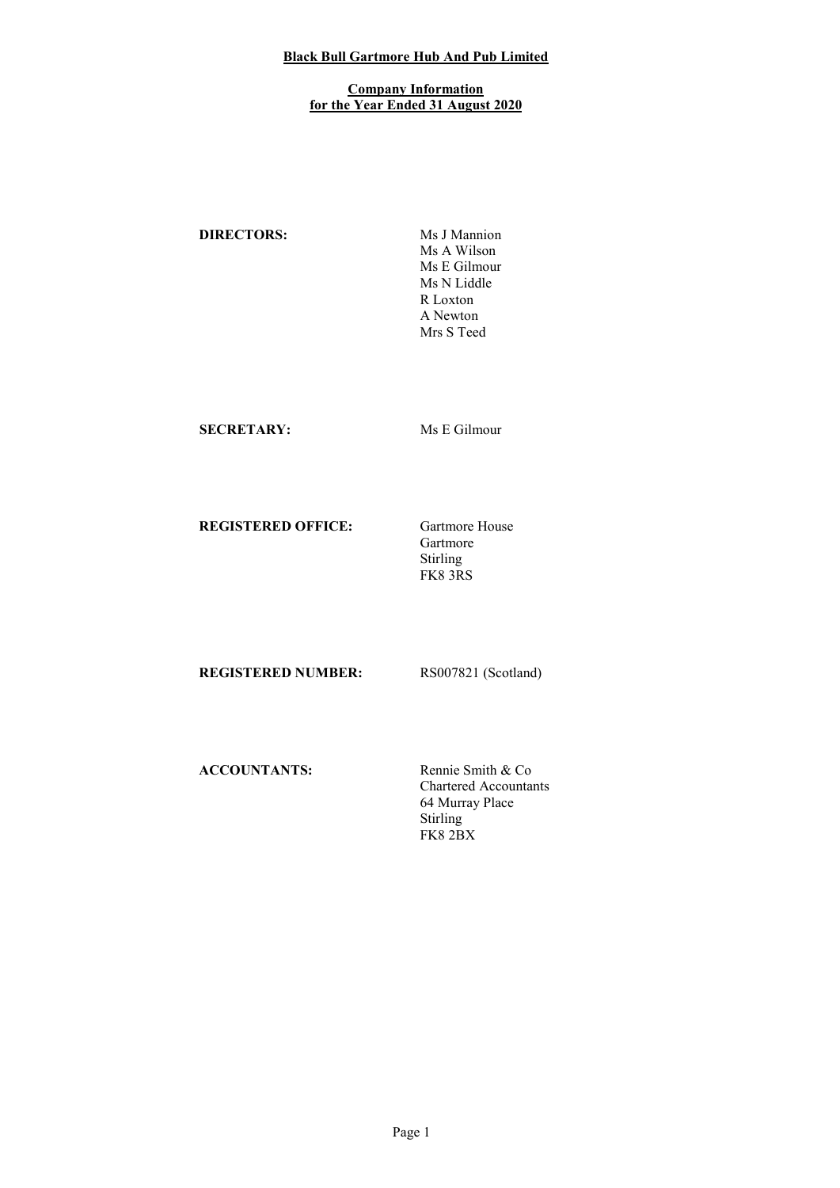# Black Bull Gartmore Hub And Pub Limited

## Company Information for the Year Ended 31 August 2020

**DIRECTORS:** Ms J Mannion
Ms A Wilson
Ms E Gilmour
Ms N Liddle
R Loxton
A Newton
Mrs S Teed

**SECRETARY:** Ms E Gilmour

**REGISTERED OFFICE:** Gartmore House
Gartmore
Stirling
FK8 3RS

**REGISTERED NUMBER:** RS007821 (Scotland)

**ACCOUNTANTS:** Rennie Smith & Co
Chartered Accountants
64 Murray Place
Stirling
FK8 2BX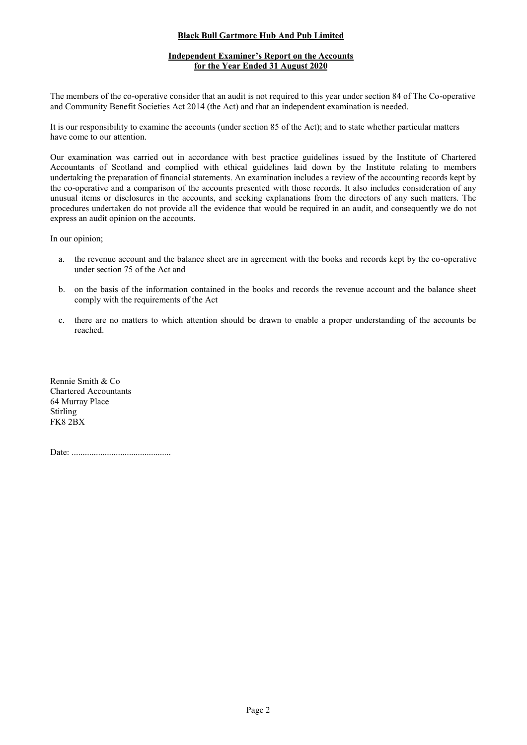**Black Bull Gartmore Hub And Pub Limited**

**Independent Examiner's Report on the Accounts for the Year Ended 31 August 2020**

The members of the co-operative consider that an audit is not required to this year under section 84 of The Co-operative and Community Benefit Societies Act 2014 (the Act) and that an independent examination is needed.

It is our responsibility to examine the accounts (under section 85 of the Act); and to state whether particular matters have come to our attention.

Our examination was carried out in accordance with best practice guidelines issued by the Institute of Chartered Accountants of Scotland and complied with ethical guidelines laid down by the Institute relating to members undertaking the preparation of financial statements. An examination includes a review of the accounting records kept by the co-operative and a comparison of the accounts presented with those records. It also includes consideration of any unusual items or disclosures in the accounts, and seeking explanations from the directors of any such matters. The procedures undertaken do not provide all the evidence that would be required in an audit, and consequently we do not express an audit opinion on the accounts.

In our opinion;

a. the revenue account and the balance sheet are in agreement with the books and records kept by the co-operative under section 75 of the Act and

b. on the basis of the information contained in the books and records the revenue account and the balance sheet comply with the requirements of the Act

c. there are no matters to which attention should be drawn to enable a proper understanding of the accounts be reached.

Rennie Smith & Co
Chartered Accountants
64 Murray Place
Stirling
FK8 2BX

Date: ............................................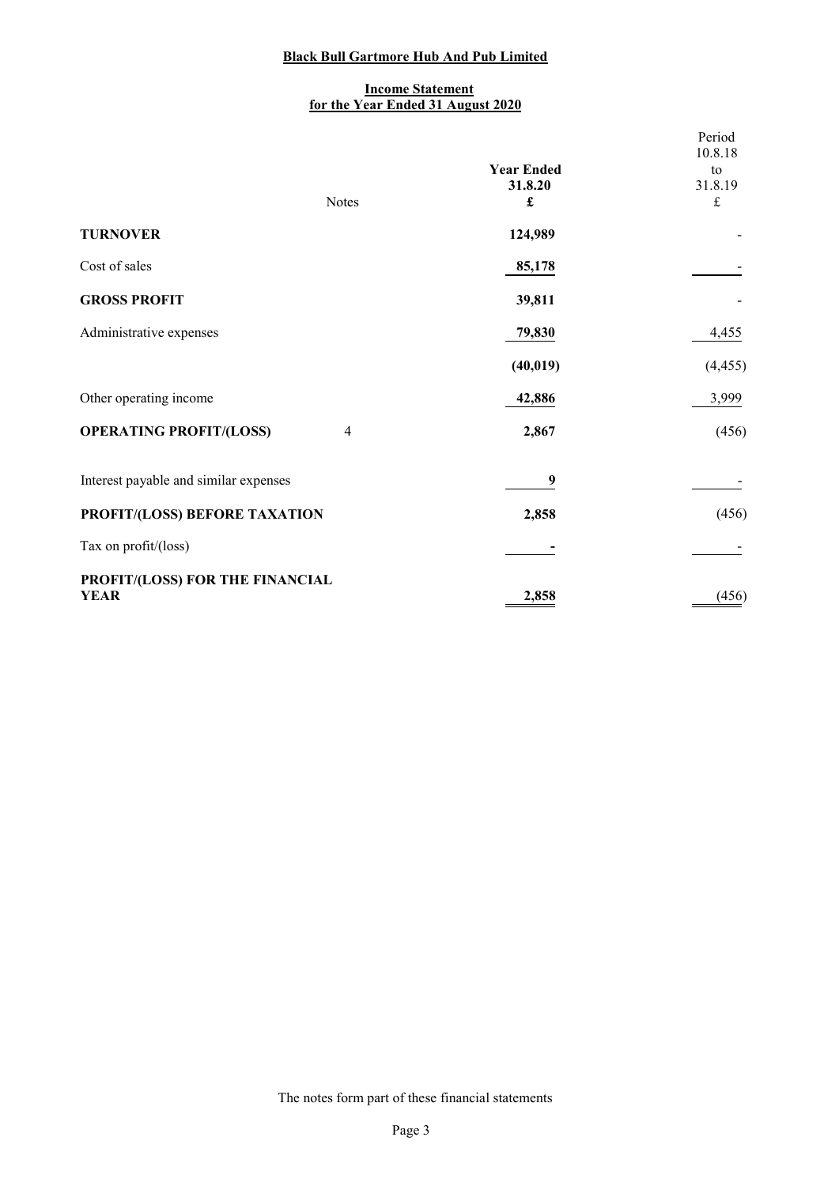**Black Bull Gartmore Hub And Pub Limited**

**Income Statement**
**for the Year Ended 31 August 2020**

| | Notes | Year Ended 31.8.20 £ | Period 10.8.18 to 31.8.19 £ |
|---|---|---|---|
| **TURNOVER** | | 124,989 | - |
| Cost of sales | | 85,178 | - |
| **GROSS PROFIT** | | 39,811 | - |
| Administrative expenses | | 79,830 | 4,455 |
| | | (40,019) | (4,455) |
| Other operating income | | 42,886 | 3,999 |
| **OPERATING PROFIT/(LOSS)** | 4 | 2,867 | (456) |
| Interest payable and similar expenses | | 9 | - |
| **PROFIT/(LOSS) BEFORE TAXATION** | | 2,858 | (456) |
| Tax on profit/(loss) | | - | - |
| **PROFIT/(LOSS) FOR THE FINANCIAL YEAR** | | 2,858 | (456) |

The notes form part of these financial statements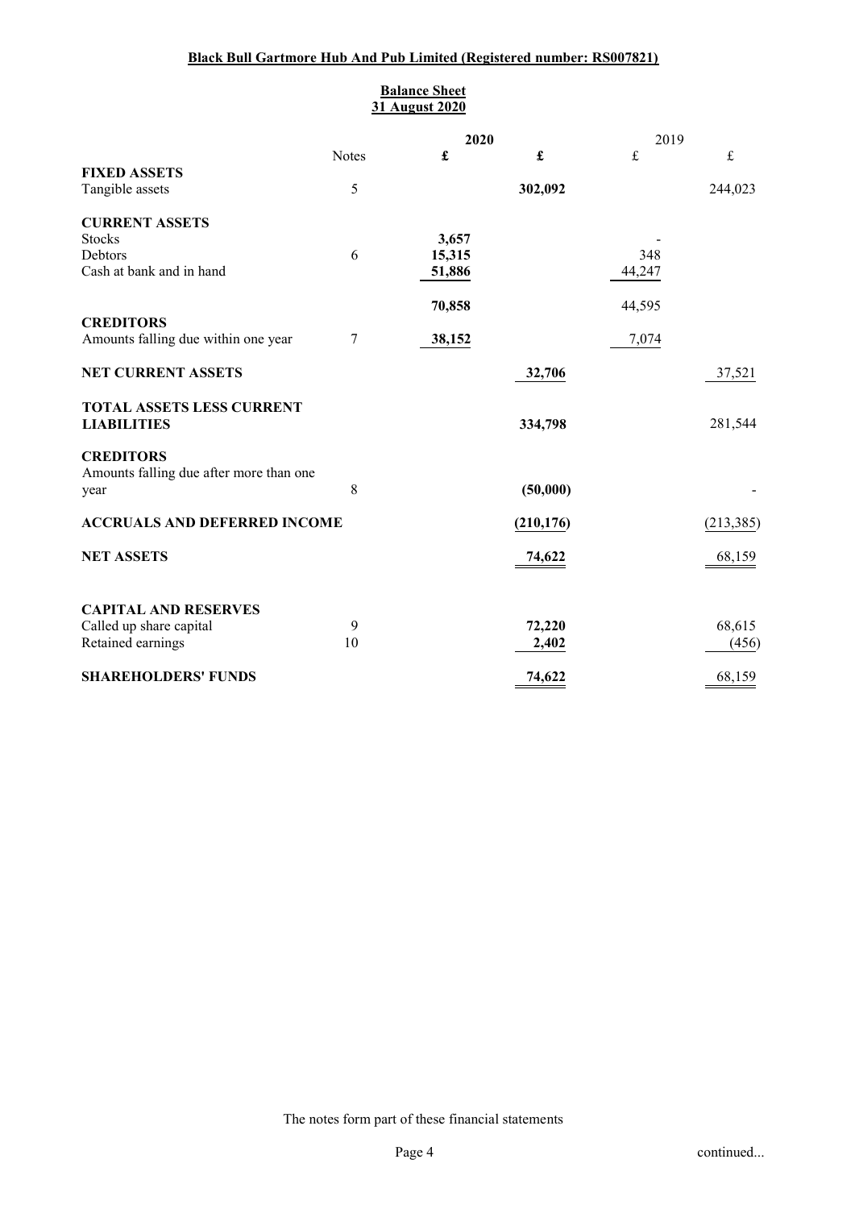**Black Bull Gartmore Hub And Pub Limited (Registered number: RS007821)**

## Balance Sheet
## 31 August 2020

| | Notes | 2020 £ | 2020 £ | 2019 £ | 2019 £ |
|---|---|---|---|---|---|
| **FIXED ASSETS** | | | | | |
| Tangible assets | 5 | | **302,092** | | 244,023 |
| | | | | | |
| **CURRENT ASSETS** | | | | | |
| Stocks | | **3,657** | | - | |
| Debtors | 6 | **15,315** | | 348 | |
| Cash at bank and in hand | | **51,886** | | 44,247 | |
| | | **70,858** | | 44,595 | |
| **CREDITORS** | | | | | |
| Amounts falling due within one year | 7 | **38,152** | | 7,074 | |
| **NET CURRENT ASSETS** | | | **32,706** | | 37,521 |
| **TOTAL ASSETS LESS CURRENT LIABILITIES** | | | **334,798** | | 281,544 |
| **CREDITORS** | | | | | |
| Amounts falling due after more than one year | 8 | | **(50,000)** | | - |
| **ACCRUALS AND DEFERRED INCOME** | | | **(210,176)** | | (213,385) |
| **NET ASSETS** | | | **74,622** | | 68,159 |
| | | | | | |
| **CAPITAL AND RESERVES** | | | | | |
| Called up share capital | 9 | | **72,220** | | 68,615 |
| Retained earnings | 10 | | **2,402** | | (456) |
| **SHAREHOLDERS' FUNDS** | | | **74,622** | | 68,159 |

The notes form part of these financial statements

continued...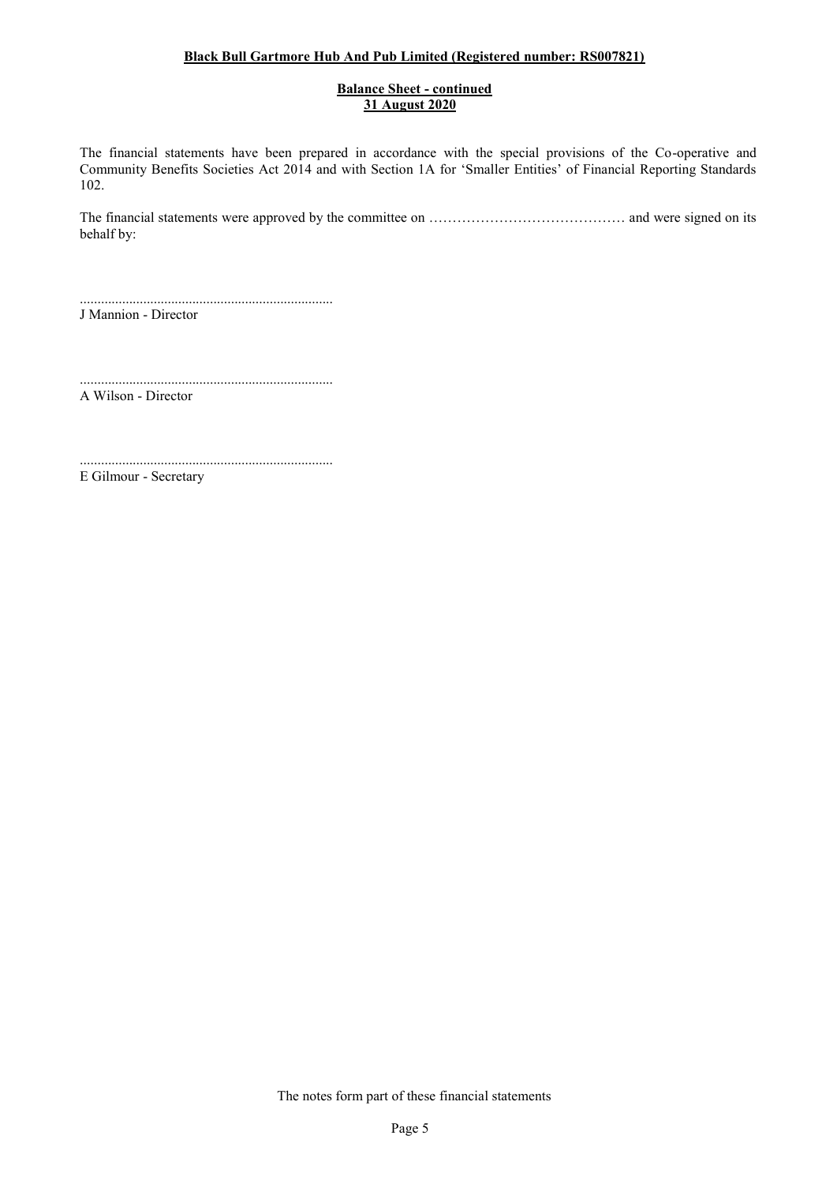**Black Bull Gartmore Hub And Pub Limited (Registered number: RS007821)**

**Balance Sheet - continued**
**31 August 2020**

The financial statements have been prepared in accordance with the special provisions of the Co-operative and Community Benefits Societies Act 2014 and with Section 1A for 'Smaller Entities' of Financial Reporting Standards 102.

The financial statements were approved by the committee on ……………………………………… and were signed on its behalf by:

.......................................................................
J Mannion - Director

.......................................................................
A Wilson - Director

.......................................................................
E Gilmour - Secretary

The notes form part of these financial statements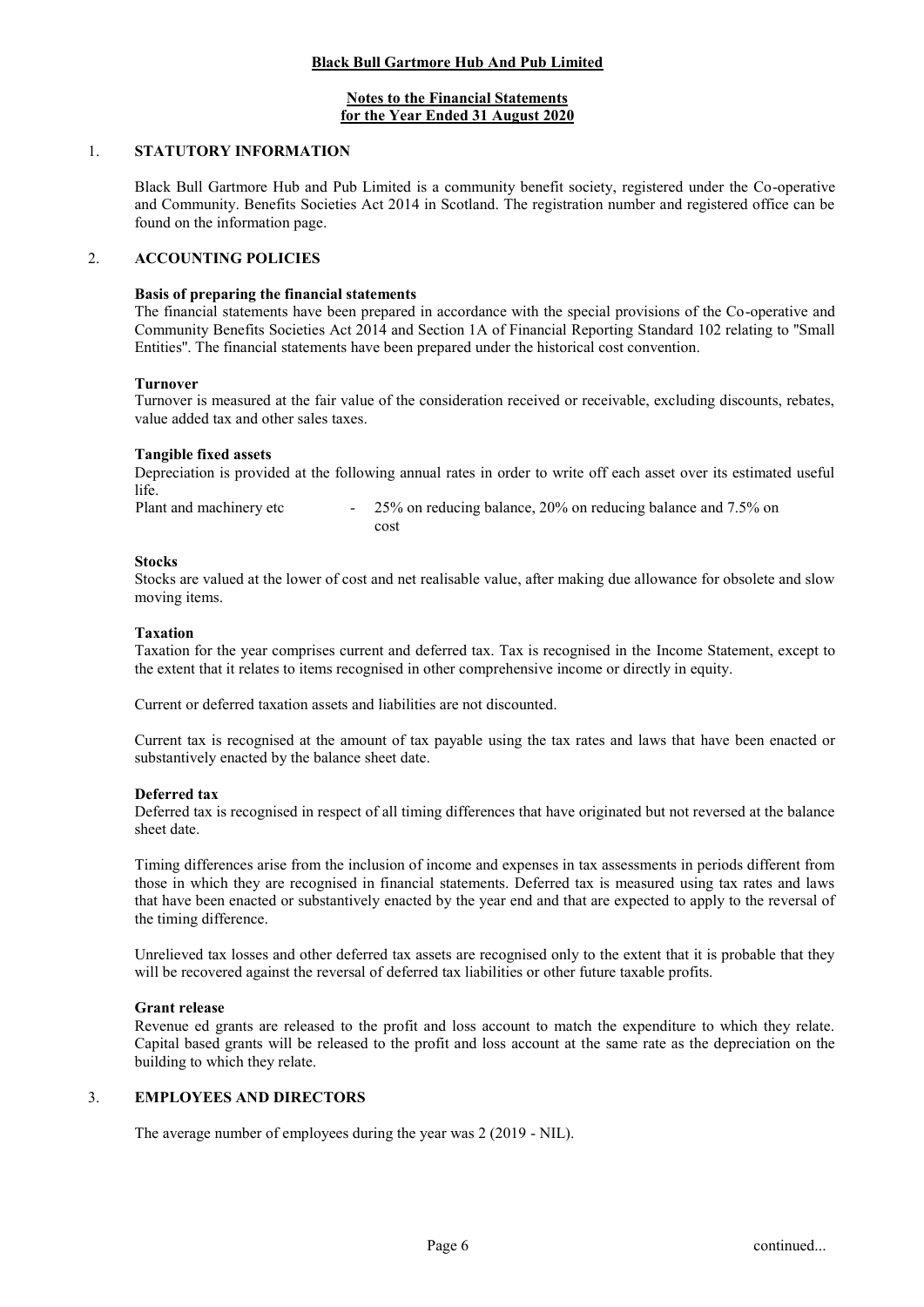**Black Bull Gartmore Hub And Pub Limited**

**Notes to the Financial Statements**
**for the Year Ended 31 August 2020**

## 1. STATUTORY INFORMATION

Black Bull Gartmore Hub and Pub Limited is a community benefit society, registered under the Co-operative and Community. Benefits Societies Act 2014 in Scotland. The registration number and registered office can be found on the information page.

## 2. ACCOUNTING POLICIES

**Basis of preparing the financial statements**
The financial statements have been prepared in accordance with the special provisions of the Co-operative and Community Benefits Societies Act 2014 and Section 1A of Financial Reporting Standard 102 relating to "Small Entities". The financial statements have been prepared under the historical cost convention.

**Turnover**
Turnover is measured at the fair value of the consideration received or receivable, excluding discounts, rebates, value added tax and other sales taxes.

**Tangible fixed assets**
Depreciation is provided at the following annual rates in order to write off each asset over its estimated useful life.

Plant and machinery etc - 25% on reducing balance, 20% on reducing balance and 7.5% on cost

**Stocks**
Stocks are valued at the lower of cost and net realisable value, after making due allowance for obsolete and slow moving items.

**Taxation**
Taxation for the year comprises current and deferred tax. Tax is recognised in the Income Statement, except to the extent that it relates to items recognised in other comprehensive income or directly in equity.

Current or deferred taxation assets and liabilities are not discounted.

Current tax is recognised at the amount of tax payable using the tax rates and laws that have been enacted or substantively enacted by the balance sheet date.

**Deferred tax**
Deferred tax is recognised in respect of all timing differences that have originated but not reversed at the balance sheet date.

Timing differences arise from the inclusion of income and expenses in tax assessments in periods different from those in which they are recognised in financial statements. Deferred tax is measured using tax rates and laws that have been enacted or substantively enacted by the year end and that are expected to apply to the reversal of the timing difference.

Unrelieved tax losses and other deferred tax assets are recognised only to the extent that it is probable that they will be recovered against the reversal of deferred tax liabilities or other future taxable profits.

**Grant release**
Revenue ed grants are released to the profit and loss account to match the expenditure to which they relate. Capital based grants will be released to the profit and loss account at the same rate as the depreciation on the building to which they relate.

## 3. EMPLOYEES AND DIRECTORS

The average number of employees during the year was 2 (2019 - NIL).

continued...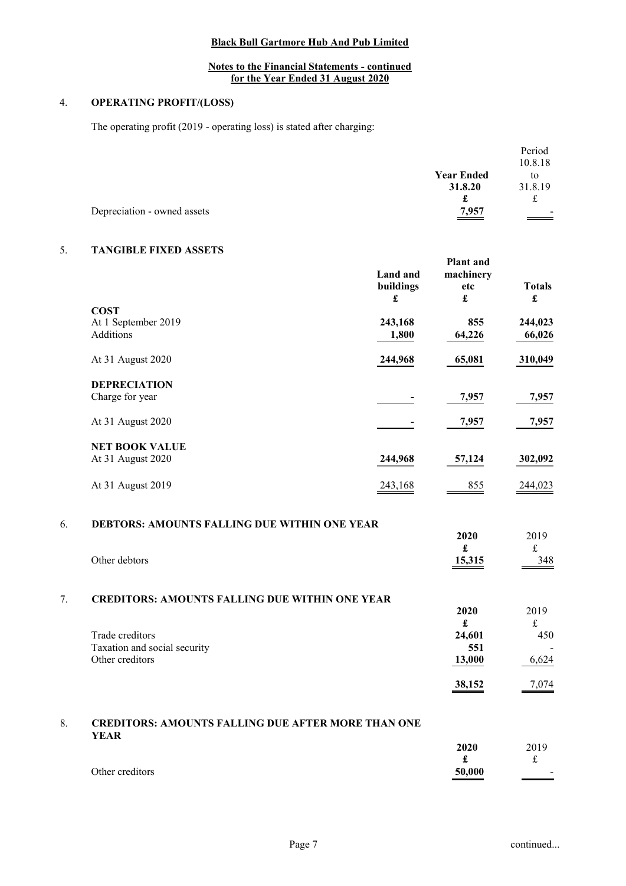**Black Bull Gartmore Hub And Pub Limited**

**Notes to the Financial Statements - continued**
**for the Year Ended 31 August 2020**

## 4. OPERATING PROFIT/(LOSS)

The operating profit (2019 - operating loss) is stated after charging:

| | Year Ended 31.8.20 £ | Period 10.8.18 to 31.8.19 £ |
|---|---|---|
| Depreciation - owned assets | 7,957 | - |

## 5. TANGIBLE FIXED ASSETS

| | Land and buildings £ | Plant and machinery etc £ | Totals £ |
|---|---|---|---|
| **COST** | | | |
| At 1 September 2019 | 243,168 | 855 | 244,023 |
| Additions | 1,800 | 64,226 | 66,026 |
| At 31 August 2020 | 244,968 | 65,081 | 310,049 |
| **DEPRECIATION** | | | |
| Charge for year | - | 7,957 | 7,957 |
| At 31 August 2020 | - | 7,957 | 7,957 |
| **NET BOOK VALUE** | | | |
| At 31 August 2020 | 244,968 | 57,124 | 302,092 |
| At 31 August 2019 | 243,168 | 855 | 244,023 |

## 6. DEBTORS: AMOUNTS FALLING DUE WITHIN ONE YEAR

| | 2020 £ | 2019 £ |
|---|---|---|
| Other debtors | 15,315 | 348 |

## 7. CREDITORS: AMOUNTS FALLING DUE WITHIN ONE YEAR

| | 2020 £ | 2019 £ |
|---|---|---|
| Trade creditors | 24,601 | 450 |
| Taxation and social security | 551 | - |
| Other creditors | 13,000 | 6,624 |
| | 38,152 | 7,074 |

## 8. CREDITORS: AMOUNTS FALLING DUE AFTER MORE THAN ONE YEAR

| | 2020 £ | 2019 £ |
|---|---|---|
| Other creditors | 50,000 | - |

continued...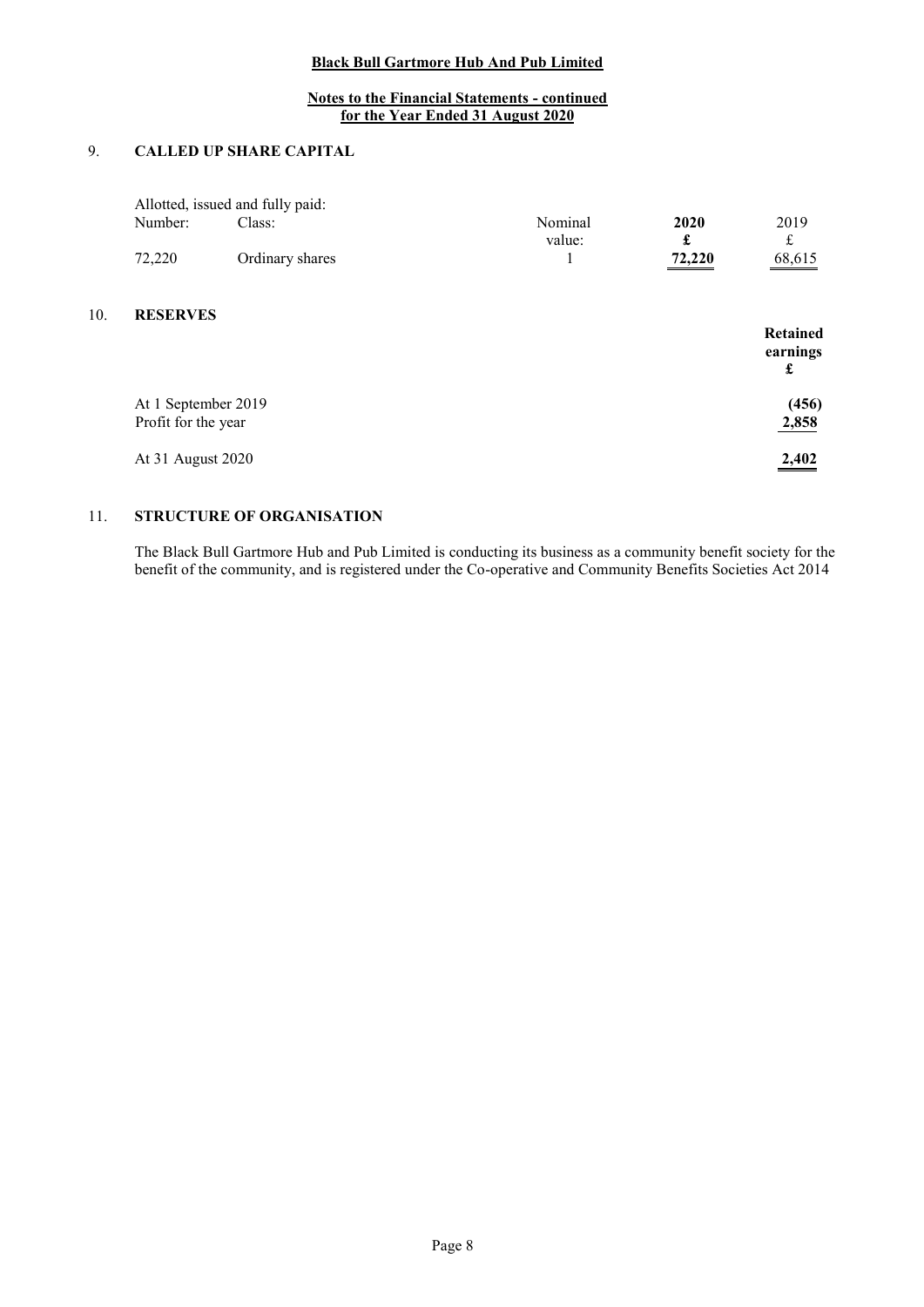**Black Bull Gartmore Hub And Pub Limited**

**Notes to the Financial Statements - continued**
**for the Year Ended 31 August 2020**

## 9. CALLED UP SHARE CAPITAL

Allotted, issued and fully paid:

| Number: | Class: | Nominal value: | **2020** **£** | 2019 £ |
|---|---|---|---|---|
| 72,220 | Ordinary shares | 1 | **72,220** | 68,615 |

## 10. RESERVES

| | **Retained earnings** **£** |
|---|---|
| At 1 September 2019 | **(456)** |
| Profit for the year | **2,858** |
| At 31 August 2020 | **2,402** |

## 11. STRUCTURE OF ORGANISATION

The Black Bull Gartmore Hub and Pub Limited is conducting its business as a community benefit society for the benefit of the community, and is registered under the Co-operative and Community Benefits Societies Act 2014